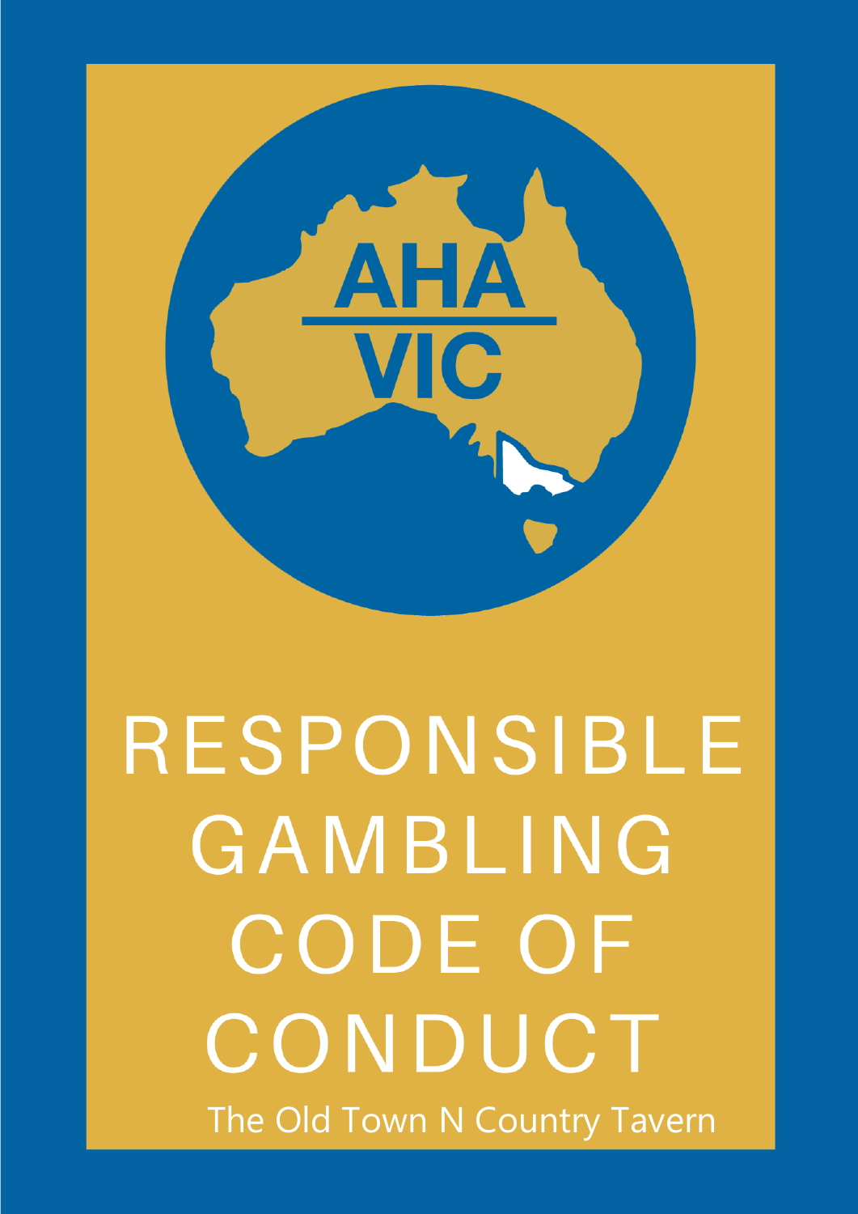AHA VIC

# RESPONSIBLE GAMBLING CODE OF CONDUCT

The Old Town N Country Tavern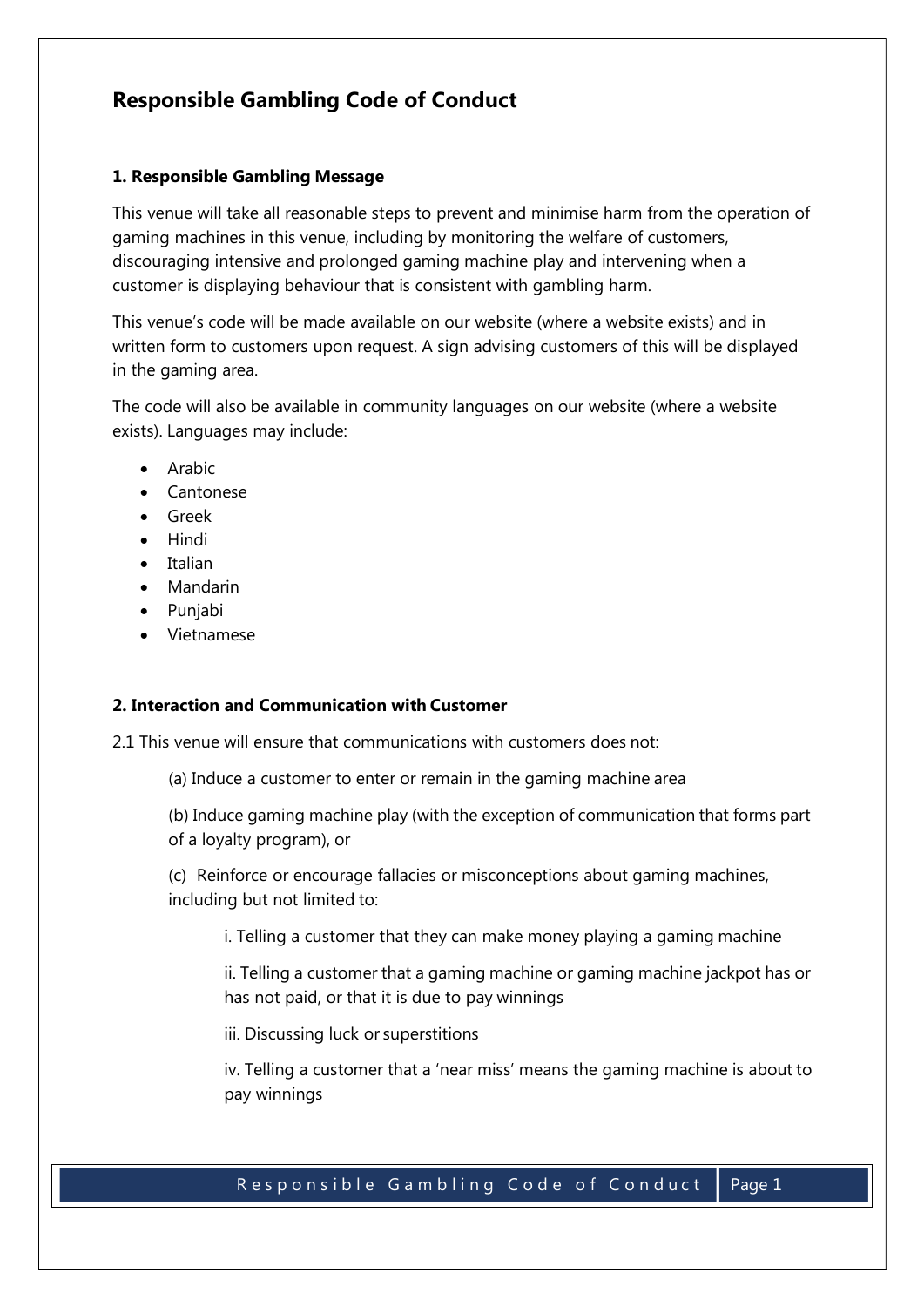# Responsible Gambling Code of Conduct

## 1. Responsible Gambling Message

This venue will take all reasonable steps to prevent and minimise harm from the operation of gaming machines in this venue, including by monitoring the welfare of customers, discouraging intensive and prolonged gaming machine play and intervening when a customer is displaying behaviour that is consistent with gambling harm.

This venue's code will be made available on our website (where a website exists) and in written form to customers upon request. A sign advising customers of this will be displayed in the gaming area.

The code will also be available in community languages on our website (where a website exists). Languages may include:

- Arabic
- Cantonese
- Greek
- Hindi
- Italian
- Mandarin
- Punjabi
- Vietnamese

## 2. Interaction and Communication with Customer

2.1 This venue will ensure that communications with customers does not:

(a) Induce a customer to enter or remain in the gaming machine area

(b) Induce gaming machine play (with the exception of communication that forms part of a loyalty program), or

(c) Reinforce or encourage fallacies or misconceptions about gaming machines, including but not limited to:

i. Telling a customer that they can make money playing a gaming machine

ii. Telling a customer that a gaming machine or gaming machine jackpot has or has not paid, or that it is due to pay winnings

iii. Discussing luck or superstitions

iv. Telling a customer that a 'near miss' means the gaming machine is about to pay winnings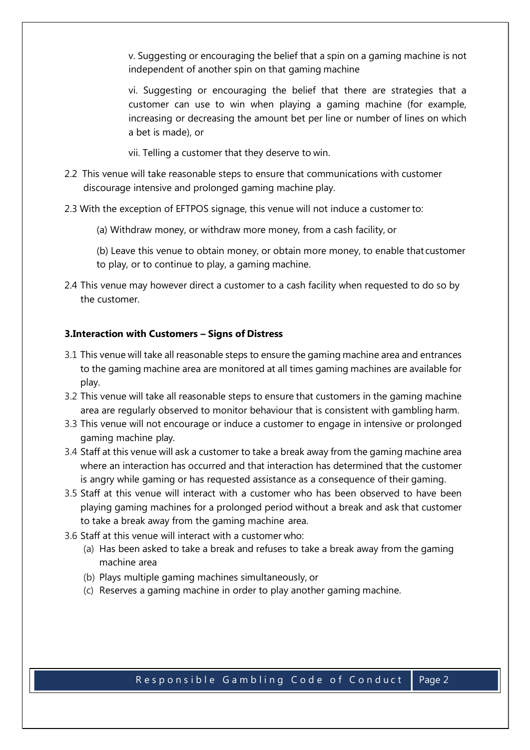v. Suggesting or encouraging the belief that a spin on a gaming machine is not independent of another spin on that gaming machine

vi. Suggesting or encouraging the belief that there are strategies that a customer can use to win when playing a gaming machine (for example, increasing or decreasing the amount bet per line or number of lines on which a bet is made), or

vii. Telling a customer that they deserve to win.

2.2 This venue will take reasonable steps to ensure that communications with customer discourage intensive and prolonged gaming machine play.

2.3 With the exception of EFTPOS signage, this venue will not induce a customer to:

(a) Withdraw money, or withdraw more money, from a cash facility, or

(b) Leave this venue to obtain money, or obtain more money, to enable that customer to play, or to continue to play, a gaming machine.

2.4 This venue may however direct a customer to a cash facility when requested to do so by the customer.

**3.Interaction with Customers – Signs of Distress**

3.1 This venue will take all reasonable steps to ensure the gaming machine area and entrances to the gaming machine area are monitored at all times gaming machines are available for play.

3.2 This venue will take all reasonable steps to ensure that customers in the gaming machine area are regularly observed to monitor behaviour that is consistent with gambling harm.

3.3 This venue will not encourage or induce a customer to engage in intensive or prolonged gaming machine play.

3.4 Staff at this venue will ask a customer to take a break away from the gaming machine area where an interaction has occurred and that interaction has determined that the customer is angry while gaming or has requested assistance as a consequence of their gaming.

3.5 Staff at this venue will interact with a customer who has been observed to have been playing gaming machines for a prolonged period without a break and ask that customer to take a break away from the gaming machine area.

3.6 Staff at this venue will interact with a customer who:

(a) Has been asked to take a break and refuses to take a break away from the gaming machine area

(b) Plays multiple gaming machines simultaneously, or

(c) Reserves a gaming machine in order to play another gaming machine.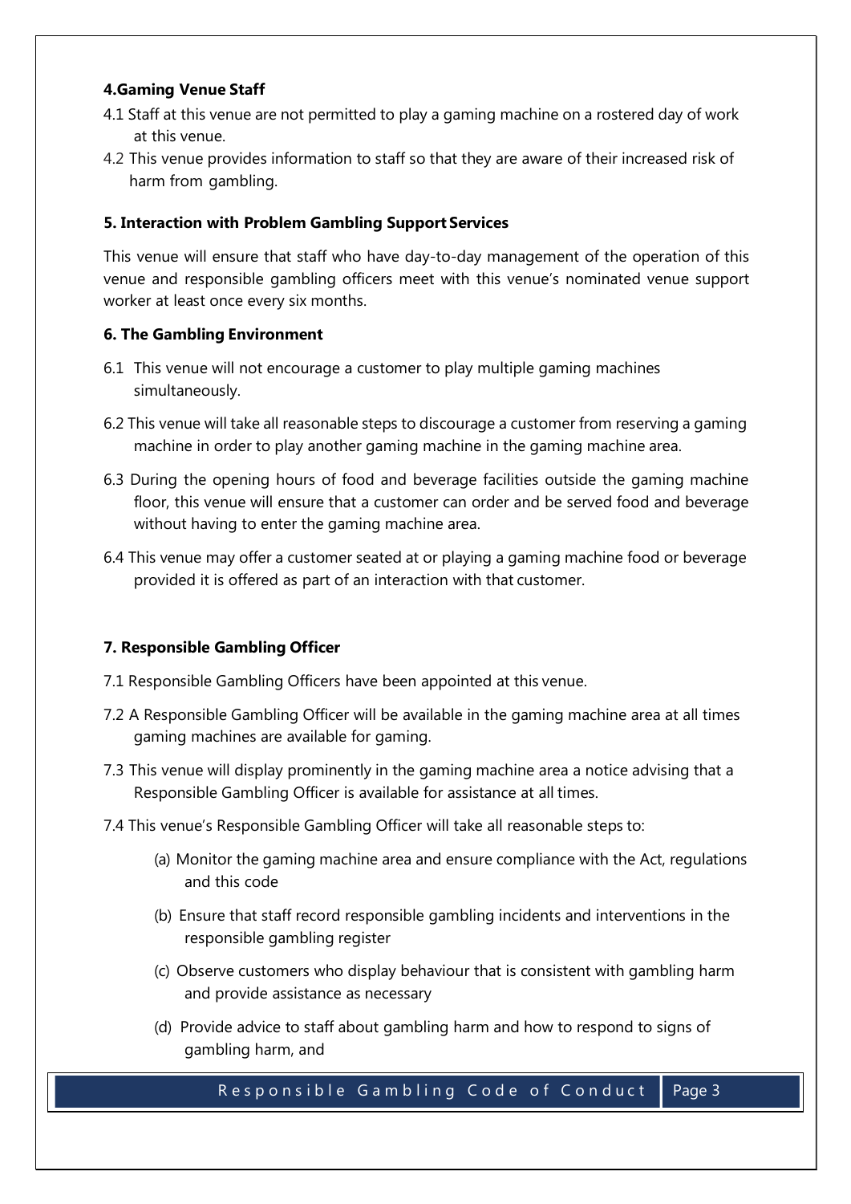## 4.Gaming Venue Staff

4.1 Staff at this venue are not permitted to play a gaming machine on a rostered day of work at this venue.

4.2 This venue provides information to staff so that they are aware of their increased risk of harm from gambling.

## 5. Interaction with Problem Gambling Support Services

This venue will ensure that staff who have day-to-day management of the operation of this venue and responsible gambling officers meet with this venue's nominated venue support worker at least once every six months.

## 6. The Gambling Environment

6.1 This venue will not encourage a customer to play multiple gaming machines simultaneously.

6.2 This venue will take all reasonable steps to discourage a customer from reserving a gaming machine in order to play another gaming machine in the gaming machine area.

6.3 During the opening hours of food and beverage facilities outside the gaming machine floor, this venue will ensure that a customer can order and be served food and beverage without having to enter the gaming machine area.

6.4 This venue may offer a customer seated at or playing a gaming machine food or beverage provided it is offered as part of an interaction with that customer.

## 7. Responsible Gambling Officer

7.1 Responsible Gambling Officers have been appointed at this venue.

7.2 A Responsible Gambling Officer will be available in the gaming machine area at all times gaming machines are available for gaming.

7.3 This venue will display prominently in the gaming machine area a notice advising that a Responsible Gambling Officer is available for assistance at all times.

7.4 This venue's Responsible Gambling Officer will take all reasonable steps to:

(a) Monitor the gaming machine area and ensure compliance with the Act, regulations and this code

(b) Ensure that staff record responsible gambling incidents and interventions in the responsible gambling register

(c) Observe customers who display behaviour that is consistent with gambling harm and provide assistance as necessary

(d) Provide advice to staff about gambling harm and how to respond to signs of gambling harm, and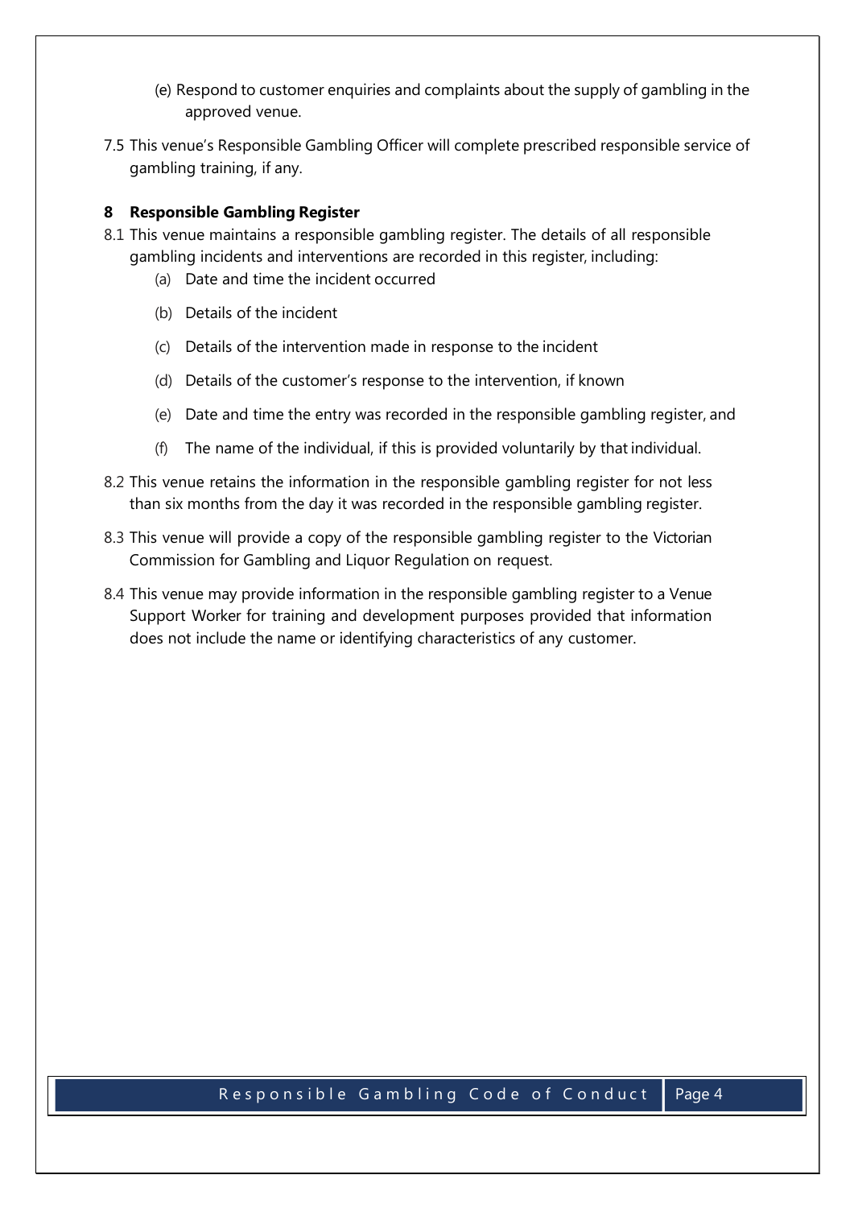(e) Respond to customer enquiries and complaints about the supply of gambling in the approved venue.

7.5 This venue's Responsible Gambling Officer will complete prescribed responsible service of gambling training, if any.

## 8 Responsible Gambling Register

8.1 This venue maintains a responsible gambling register. The details of all responsible gambling incidents and interventions are recorded in this register, including:

(a) Date and time the incident occurred

(b) Details of the incident

(c) Details of the intervention made in response to the incident

(d) Details of the customer's response to the intervention, if known

(e) Date and time the entry was recorded in the responsible gambling register, and

(f) The name of the individual, if this is provided voluntarily by that individual.

8.2 This venue retains the information in the responsible gambling register for not less than six months from the day it was recorded in the responsible gambling register.

8.3 This venue will provide a copy of the responsible gambling register to the Victorian Commission for Gambling and Liquor Regulation on request.

8.4 This venue may provide information in the responsible gambling register to a Venue Support Worker for training and development purposes provided that information does not include the name or identifying characteristics of any customer.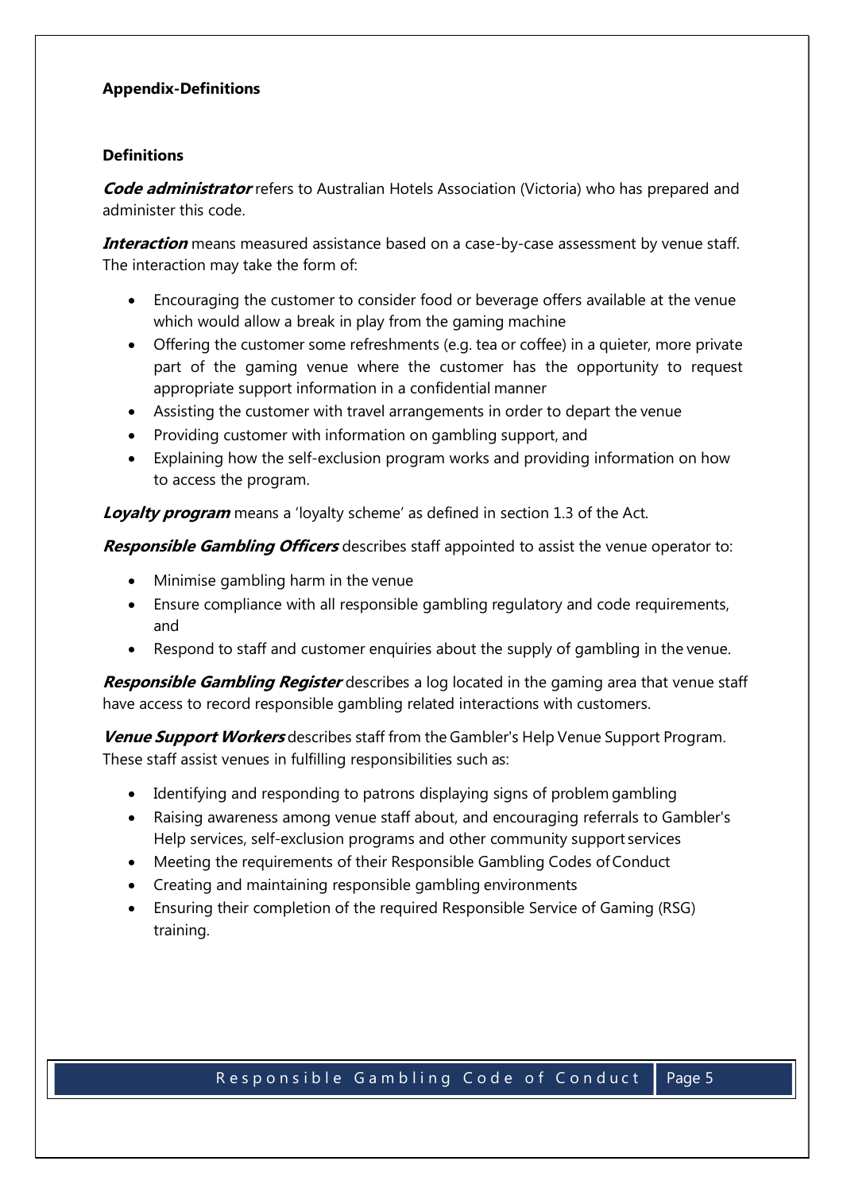**Appendix-Definitions**

**Definitions**

***Code administrator*** refers to Australian Hotels Association (Victoria) who has prepared and administer this code.

***Interaction*** means measured assistance based on a case-by-case assessment by venue staff. The interaction may take the form of:

- Encouraging the customer to consider food or beverage offers available at the venue which would allow a break in play from the gaming machine
- Offering the customer some refreshments (e.g. tea or coffee) in a quieter, more private part of the gaming venue where the customer has the opportunity to request appropriate support information in a confidential manner
- Assisting the customer with travel arrangements in order to depart the venue
- Providing customer with information on gambling support, and
- Explaining how the self-exclusion program works and providing information on how to access the program.

***Loyalty program*** means a 'loyalty scheme' as defined in section 1.3 of the Act.

***Responsible Gambling Officers*** describes staff appointed to assist the venue operator to:

- Minimise gambling harm in the venue
- Ensure compliance with all responsible gambling regulatory and code requirements, and
- Respond to staff and customer enquiries about the supply of gambling in the venue.

***Responsible Gambling Register*** describes a log located in the gaming area that venue staff have access to record responsible gambling related interactions with customers.

***Venue Support Workers*** describes staff from the Gambler's Help Venue Support Program. These staff assist venues in fulfilling responsibilities such as:

- Identifying and responding to patrons displaying signs of problem gambling
- Raising awareness among venue staff about, and encouraging referrals to Gambler's Help services, self-exclusion programs and other community support services
- Meeting the requirements of their Responsible Gambling Codes of Conduct
- Creating and maintaining responsible gambling environments
- Ensuring their completion of the required Responsible Service of Gaming (RSG) training.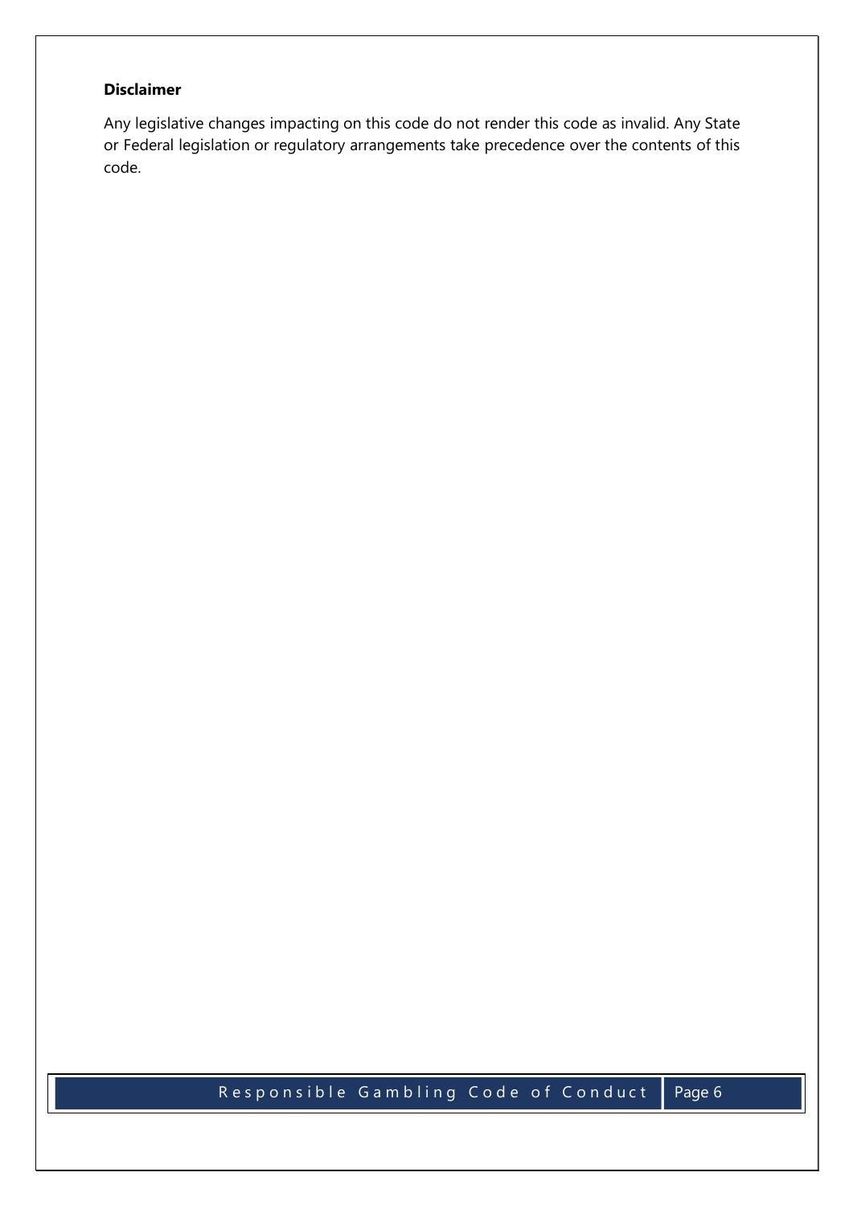**Disclaimer**

Any legislative changes impacting on this code do not render this code as invalid. Any State or Federal legislation or regulatory arrangements take precedence over the contents of this code.